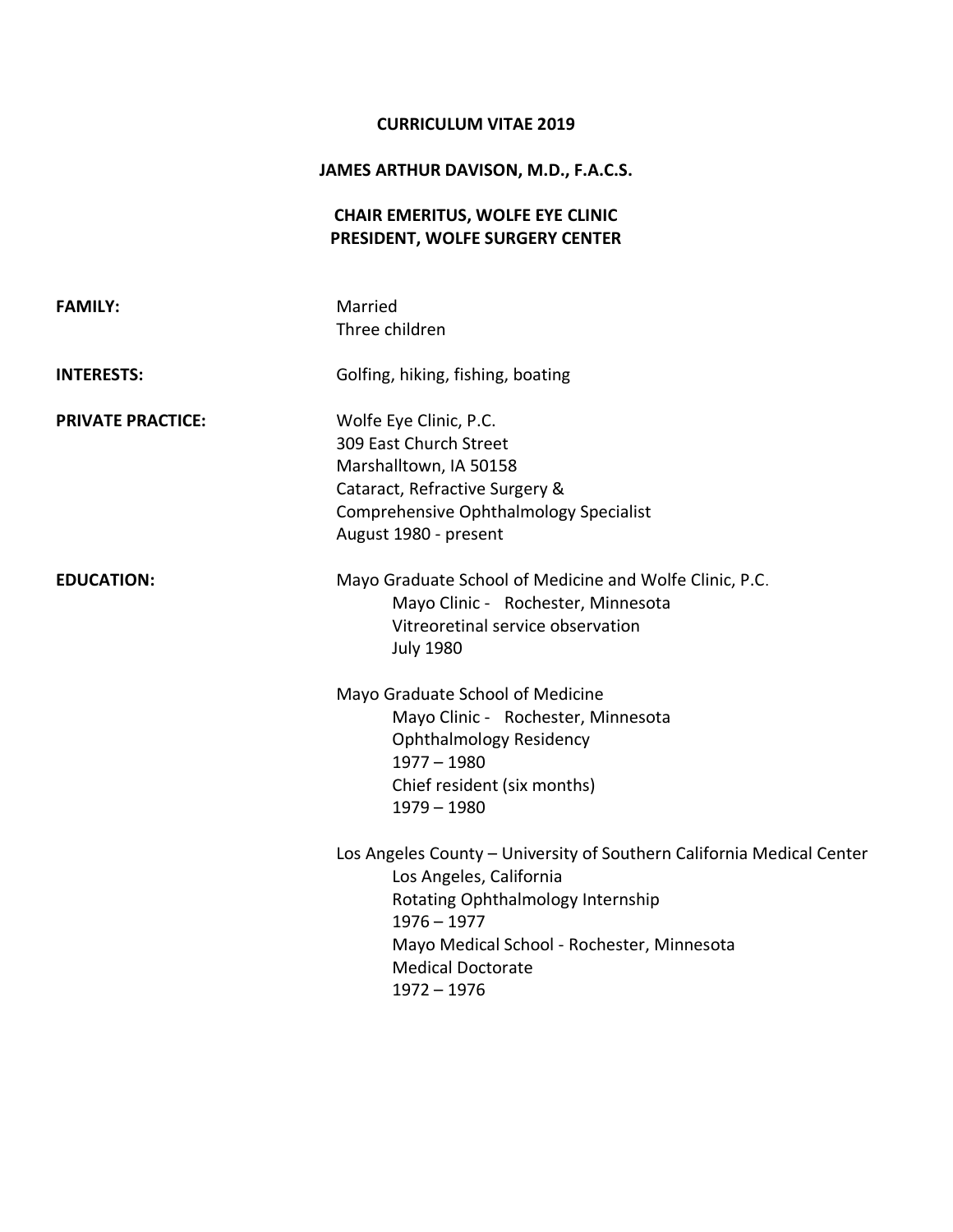# CURRICULUM VITAE 2019

## JAMES ARTHUR DAVISON, M.D., F.A.C.S.

### CHAIR EMERITUS, WOLFE EYE CLINIC
### PRESIDENT, WOLFE SURGERY CENTER

**FAMILY:**

Married
Three children

**INTERESTS:**

Golfing, hiking, fishing, boating

**PRIVATE PRACTICE:**

Wolfe Eye Clinic, P.C.
309 East Church Street
Marshalltown, IA 50158
Cataract, Refractive Surgery &
Comprehensive Ophthalmology Specialist
August 1980 - present

**EDUCATION:**

Mayo Graduate School of Medicine and Wolfe Clinic, P.C.
- Mayo Clinic - Rochester, Minnesota
- Vitreoretinal service observation
- July 1980

Mayo Graduate School of Medicine
- Mayo Clinic - Rochester, Minnesota
- Ophthalmology Residency
- 1977 – 1980
- Chief resident (six months)
- 1979 – 1980

Los Angeles County – University of Southern California Medical Center
- Los Angeles, California
- Rotating Ophthalmology Internship
- 1976 – 1977
- Mayo Medical School - Rochester, Minnesota
- Medical Doctorate
- 1972 – 1976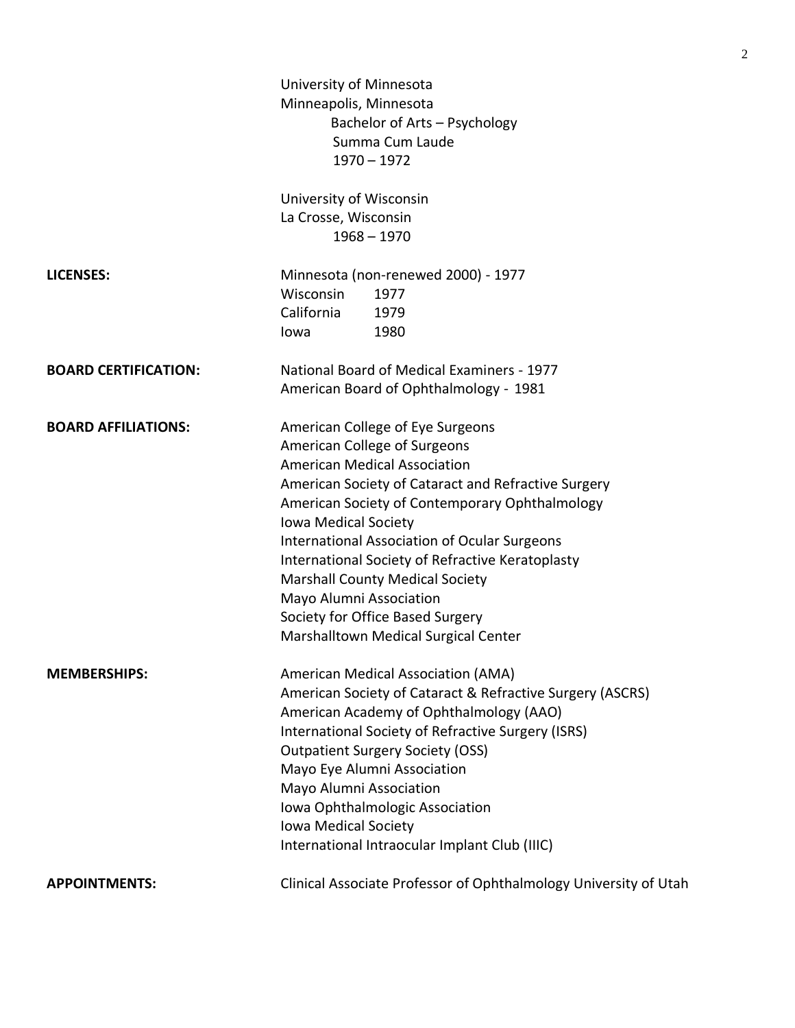University of Minnesota
Minneapolis, Minnesota
Bachelor of Arts – Psychology
Summa Cum Laude
1970 – 1972

University of Wisconsin
La Crosse, Wisconsin
1968 – 1970

**LICENSES:**

Minnesota (non-renewed 2000) - 1977
Wisconsin 1977
California 1979
Iowa 1980

**BOARD CERTIFICATION:**

National Board of Medical Examiners - 1977
American Board of Ophthalmology - 1981

**BOARD AFFILIATIONS:**

American College of Eye Surgeons
American College of Surgeons
American Medical Association
American Society of Cataract and Refractive Surgery
American Society of Contemporary Ophthalmology
Iowa Medical Society
International Association of Ocular Surgeons
International Society of Refractive Keratoplasty
Marshall County Medical Society
Mayo Alumni Association
Society for Office Based Surgery
Marshalltown Medical Surgical Center

**MEMBERSHIPS:**

American Medical Association (AMA)
American Society of Cataract & Refractive Surgery (ASCRS)
American Academy of Ophthalmology (AAO)
International Society of Refractive Surgery (ISRS)
Outpatient Surgery Society (OSS)
Mayo Eye Alumni Association
Mayo Alumni Association
Iowa Ophthalmologic Association
Iowa Medical Society
International Intraocular Implant Club (IIIC)

**APPOINTMENTS:**

Clinical Associate Professor of Ophthalmology University of Utah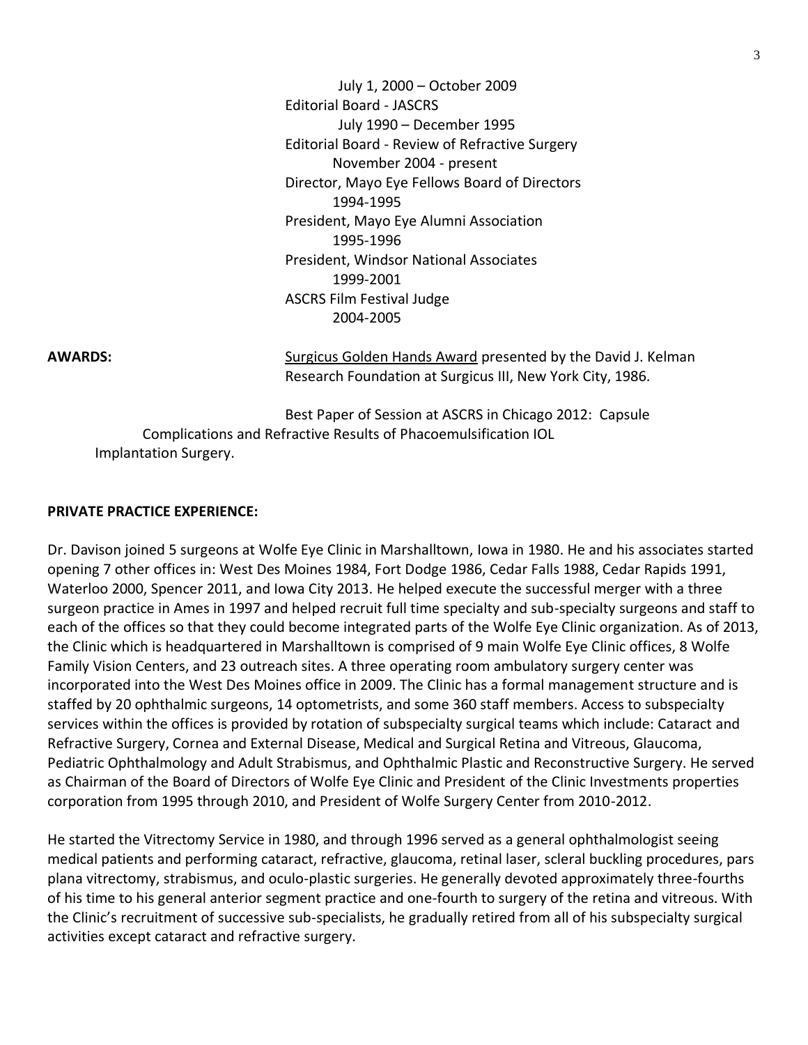July 1, 2000 – October 2009

Editorial Board - JASCRS

July 1990 – December 1995

Editorial Board - Review of Refractive Surgery

November 2004 - present

Director, Mayo Eye Fellows Board of Directors

1994-1995

President, Mayo Eye Alumni Association

1995-1996

President, Windsor National Associates

1999-2001

ASCRS Film Festival Judge

2004-2005

**AWARDS:**

Surgicus Golden Hands Award presented by the David J. Kelman Research Foundation at Surgicus III, New York City, 1986.

Best Paper of Session at ASCRS in Chicago 2012: Capsule Complications and Refractive Results of Phacoemulsification IOL Implantation Surgery.

**PRIVATE PRACTICE EXPERIENCE:**

Dr. Davison joined 5 surgeons at Wolfe Eye Clinic in Marshalltown, Iowa in 1980. He and his associates started opening 7 other offices in: West Des Moines 1984, Fort Dodge 1986, Cedar Falls 1988, Cedar Rapids 1991, Waterloo 2000, Spencer 2011, and Iowa City 2013. He helped execute the successful merger with a three surgeon practice in Ames in 1997 and helped recruit full time specialty and sub-specialty surgeons and staff to each of the offices so that they could become integrated parts of the Wolfe Eye Clinic organization. As of 2013, the Clinic which is headquartered in Marshalltown is comprised of 9 main Wolfe Eye Clinic offices, 8 Wolfe Family Vision Centers, and 23 outreach sites. A three operating room ambulatory surgery center was incorporated into the West Des Moines office in 2009. The Clinic has a formal management structure and is staffed by 20 ophthalmic surgeons, 14 optometrists, and some 360 staff members. Access to subspecialty services within the offices is provided by rotation of subspecialty surgical teams which include: Cataract and Refractive Surgery, Cornea and External Disease, Medical and Surgical Retina and Vitreous, Glaucoma, Pediatric Ophthalmology and Adult Strabismus, and Ophthalmic Plastic and Reconstructive Surgery. He served as Chairman of the Board of Directors of Wolfe Eye Clinic and President of the Clinic Investments properties corporation from 1995 through 2010, and President of Wolfe Surgery Center from 2010-2012.

He started the Vitrectomy Service in 1980, and through 1996 served as a general ophthalmologist seeing medical patients and performing cataract, refractive, glaucoma, retinal laser, scleral buckling procedures, pars plana vitrectomy, strabismus, and oculo-plastic surgeries. He generally devoted approximately three-fourths of his time to his general anterior segment practice and one-fourth to surgery of the retina and vitreous. With the Clinic's recruitment of successive sub-specialists, he gradually retired from all of his subspecialty surgical activities except cataract and refractive surgery.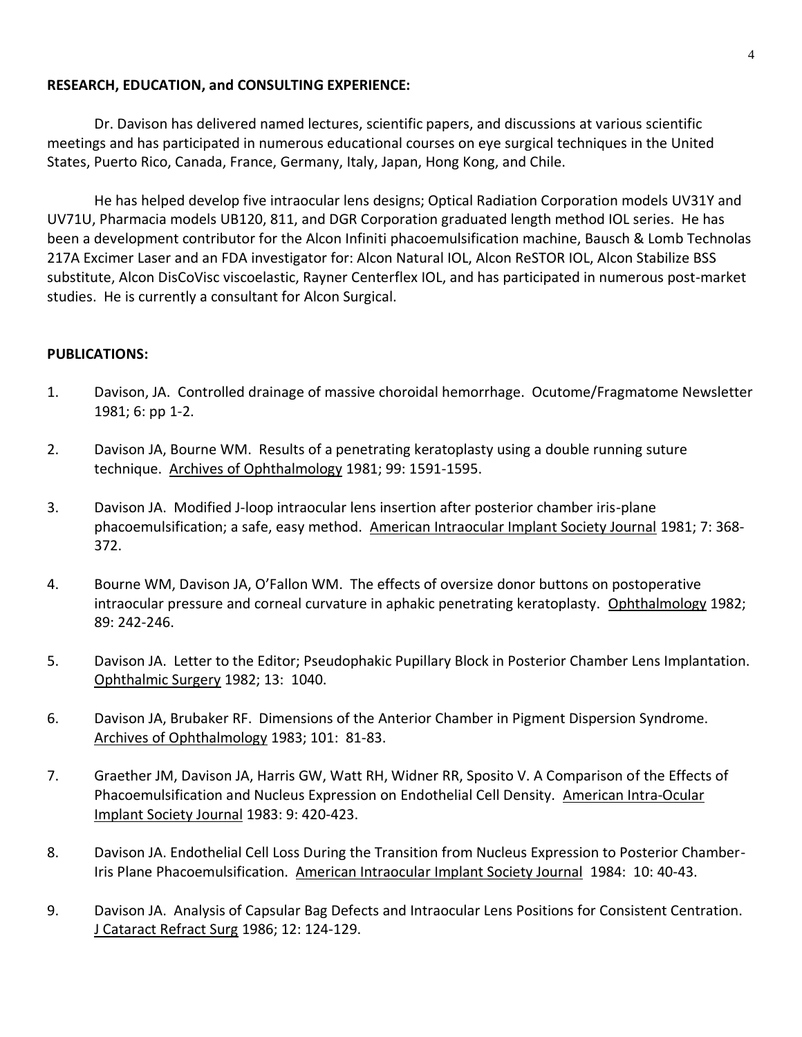**RESEARCH, EDUCATION, and CONSULTING EXPERIENCE:**

Dr. Davison has delivered named lectures, scientific papers, and discussions at various scientific meetings and has participated in numerous educational courses on eye surgical techniques in the United States, Puerto Rico, Canada, France, Germany, Italy, Japan, Hong Kong, and Chile.

He has helped develop five intraocular lens designs; Optical Radiation Corporation models UV31Y and UV71U, Pharmacia models UB120, 811, and DGR Corporation graduated length method IOL series. He has been a development contributor for the Alcon Infiniti phacoemulsification machine, Bausch & Lomb Technolas 217A Excimer Laser and an FDA investigator for: Alcon Natural IOL, Alcon ReSTOR IOL, Alcon Stabilize BSS substitute, Alcon DisCoVisc viscoelastic, Rayner Centerflex IOL, and has participated in numerous post-market studies. He is currently a consultant for Alcon Surgical.

**PUBLICATIONS:**

1. Davison, JA. Controlled drainage of massive choroidal hemorrhage. Ocutome/Fragmatome Newsletter 1981; 6: pp 1-2.

2. Davison JA, Bourne WM. Results of a penetrating keratoplasty using a double running suture technique. Archives of Ophthalmology 1981; 99: 1591-1595.

3. Davison JA. Modified J-loop intraocular lens insertion after posterior chamber iris-plane phacoemulsification; a safe, easy method. American Intraocular Implant Society Journal 1981; 7: 368-372.

4. Bourne WM, Davison JA, O'Fallon WM. The effects of oversize donor buttons on postoperative intraocular pressure and corneal curvature in aphakic penetrating keratoplasty. Ophthalmology 1982; 89: 242-246.

5. Davison JA. Letter to the Editor; Pseudophakic Pupillary Block in Posterior Chamber Lens Implantation. Ophthalmic Surgery 1982; 13: 1040.

6. Davison JA, Brubaker RF. Dimensions of the Anterior Chamber in Pigment Dispersion Syndrome. Archives of Ophthalmology 1983; 101: 81-83.

7. Graether JM, Davison JA, Harris GW, Watt RH, Widner RR, Sposito V. A Comparison of the Effects of Phacoemulsification and Nucleus Expression on Endothelial Cell Density. American Intra-Ocular Implant Society Journal 1983: 9: 420-423.

8. Davison JA. Endothelial Cell Loss During the Transition from Nucleus Expression to Posterior Chamber-Iris Plane Phacoemulsification. American Intraocular Implant Society Journal 1984: 10: 40-43.

9. Davison JA. Analysis of Capsular Bag Defects and Intraocular Lens Positions for Consistent Centration. J Cataract Refract Surg 1986; 12: 124-129.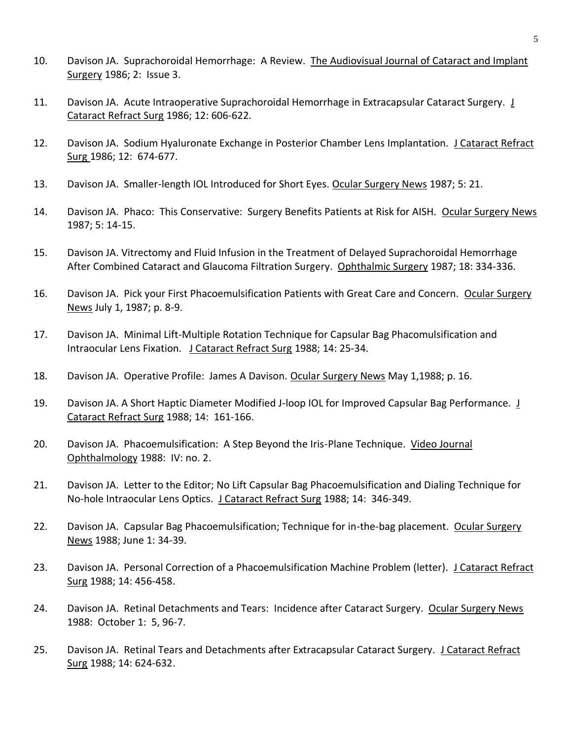10. Davison JA. Suprachoroidal Hemorrhage: A Review. The Audiovisual Journal of Cataract and Implant Surgery 1986; 2: Issue 3.

11. Davison JA. Acute Intraoperative Suprachoroidal Hemorrhage in Extracapsular Cataract Surgery. J Cataract Refract Surg 1986; 12: 606-622.

12. Davison JA. Sodium Hyaluronate Exchange in Posterior Chamber Lens Implantation. J Cataract Refract Surg 1986; 12: 674-677.

13. Davison JA. Smaller-length IOL Introduced for Short Eyes. Ocular Surgery News 1987; 5: 21.

14. Davison JA. Phaco: This Conservative: Surgery Benefits Patients at Risk for AISH. Ocular Surgery News 1987; 5: 14-15.

15. Davison JA. Vitrectomy and Fluid Infusion in the Treatment of Delayed Suprachoroidal Hemorrhage After Combined Cataract and Glaucoma Filtration Surgery. Ophthalmic Surgery 1987; 18: 334-336.

16. Davison JA. Pick your First Phacoemulsification Patients with Great Care and Concern. Ocular Surgery News July 1, 1987; p. 8-9.

17. Davison JA. Minimal Lift-Multiple Rotation Technique for Capsular Bag Phacomulsification and Intraocular Lens Fixation. J Cataract Refract Surg 1988; 14: 25-34.

18. Davison JA. Operative Profile: James A Davison. Ocular Surgery News May 1,1988; p. 16.

19. Davison JA. A Short Haptic Diameter Modified J-loop IOL for Improved Capsular Bag Performance. J Cataract Refract Surg 1988; 14: 161-166.

20. Davison JA. Phacoemulsification: A Step Beyond the Iris-Plane Technique. Video Journal Ophthalmology 1988: IV: no. 2.

21. Davison JA. Letter to the Editor; No Lift Capsular Bag Phacoemulsification and Dialing Technique for No-hole Intraocular Lens Optics. J Cataract Refract Surg 1988; 14: 346-349.

22. Davison JA. Capsular Bag Phacoemulsification; Technique for in-the-bag placement. Ocular Surgery News 1988; June 1: 34-39.

23. Davison JA. Personal Correction of a Phacoemulsification Machine Problem (letter). J Cataract Refract Surg 1988; 14: 456-458.

24. Davison JA. Retinal Detachments and Tears: Incidence after Cataract Surgery. Ocular Surgery News 1988: October 1: 5, 96-7.

25. Davison JA. Retinal Tears and Detachments after Extracapsular Cataract Surgery. J Cataract Refract Surg 1988; 14: 624-632.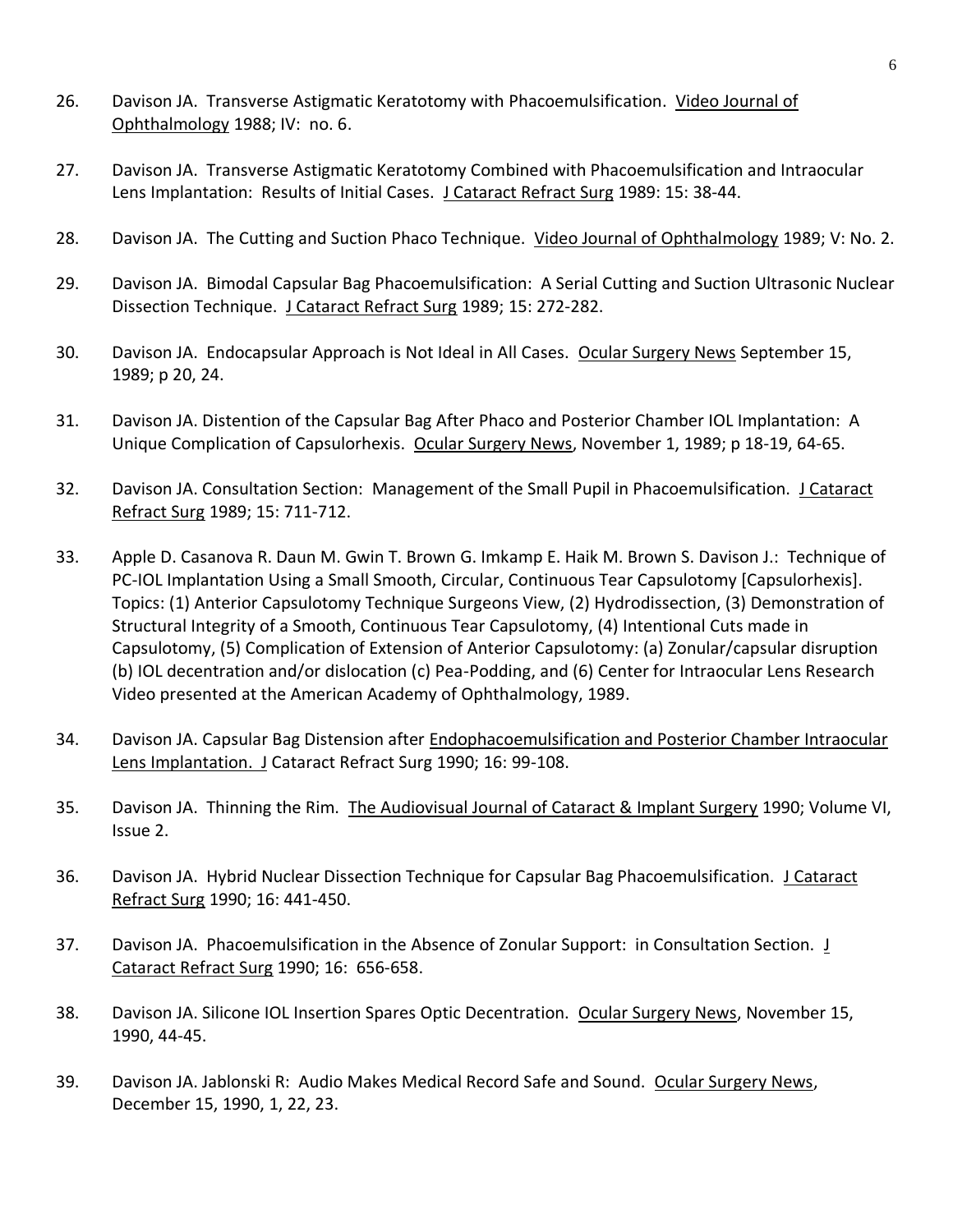26. Davison JA. Transverse Astigmatic Keratotomy with Phacoemulsification. Video Journal of Ophthalmology 1988; IV: no. 6.

27. Davison JA. Transverse Astigmatic Keratotomy Combined with Phacoemulsification and Intraocular Lens Implantation: Results of Initial Cases. J Cataract Refract Surg 1989: 15: 38-44.

28. Davison JA. The Cutting and Suction Phaco Technique. Video Journal of Ophthalmology 1989; V: No. 2.

29. Davison JA. Bimodal Capsular Bag Phacoemulsification: A Serial Cutting and Suction Ultrasonic Nuclear Dissection Technique. J Cataract Refract Surg 1989; 15: 272-282.

30. Davison JA. Endocapsular Approach is Not Ideal in All Cases. Ocular Surgery News September 15, 1989; p 20, 24.

31. Davison JA. Distention of the Capsular Bag After Phaco and Posterior Chamber IOL Implantation: A Unique Complication of Capsulorhexis. Ocular Surgery News, November 1, 1989; p 18-19, 64-65.

32. Davison JA. Consultation Section: Management of the Small Pupil in Phacoemulsification. J Cataract Refract Surg 1989; 15: 711-712.

33. Apple D. Casanova R. Daun M. Gwin T. Brown G. Imkamp E. Haik M. Brown S. Davison J.: Technique of PC-IOL Implantation Using a Small Smooth, Circular, Continuous Tear Capsulotomy [Capsulorhexis]. Topics: (1) Anterior Capsulotomy Technique Surgeons View, (2) Hydrodissection, (3) Demonstration of Structural Integrity of a Smooth, Continuous Tear Capsulotomy, (4) Intentional Cuts made in Capsulotomy, (5) Complication of Extension of Anterior Capsulotomy: (a) Zonular/capsular disruption (b) IOL decentration and/or dislocation (c) Pea-Podding, and (6) Center for Intraocular Lens Research Video presented at the American Academy of Ophthalmology, 1989.

34. Davison JA. Capsular Bag Distension after Endophacoemulsification and Posterior Chamber Intraocular Lens Implantation. J Cataract Refract Surg 1990; 16: 99-108.

35. Davison JA. Thinning the Rim. The Audiovisual Journal of Cataract & Implant Surgery 1990; Volume VI, Issue 2.

36. Davison JA. Hybrid Nuclear Dissection Technique for Capsular Bag Phacoemulsification. J Cataract Refract Surg 1990; 16: 441-450.

37. Davison JA. Phacoemulsification in the Absence of Zonular Support: in Consultation Section. J Cataract Refract Surg 1990; 16: 656-658.

38. Davison JA. Silicone IOL Insertion Spares Optic Decentration. Ocular Surgery News, November 15, 1990, 44-45.

39. Davison JA. Jablonski R: Audio Makes Medical Record Safe and Sound. Ocular Surgery News, December 15, 1990, 1, 22, 23.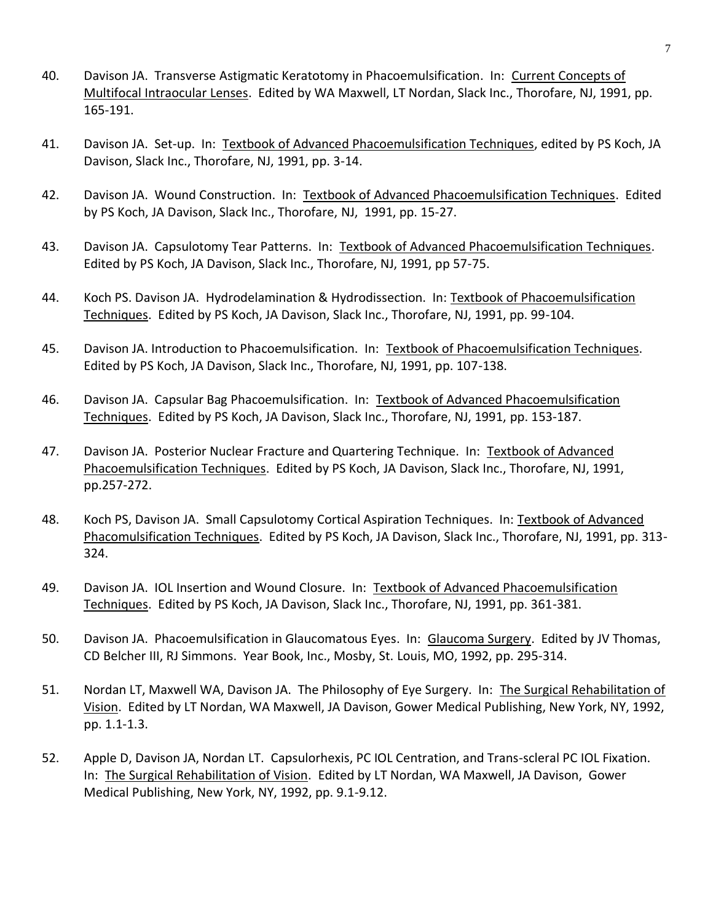40. Davison JA. Transverse Astigmatic Keratotomy in Phacoemulsification. In: <u>Current Concepts of Multifocal Intraocular Lenses</u>. Edited by WA Maxwell, LT Nordan, Slack Inc., Thorofare, NJ, 1991, pp. 165-191.

41. Davison JA. Set-up. In: <u>Textbook of Advanced Phacoemulsification Techniques</u>, edited by PS Koch, JA Davison, Slack Inc., Thorofare, NJ, 1991, pp. 3-14.

42. Davison JA. Wound Construction. In: <u>Textbook of Advanced Phacoemulsification Techniques</u>. Edited by PS Koch, JA Davison, Slack Inc., Thorofare, NJ, 1991, pp. 15-27.

43. Davison JA. Capsulotomy Tear Patterns. In: <u>Textbook of Advanced Phacoemulsification Techniques</u>. Edited by PS Koch, JA Davison, Slack Inc., Thorofare, NJ, 1991, pp 57-75.

44. Koch PS. Davison JA. Hydrodelamination & Hydrodissection. In: <u>Textbook of Phacoemulsification Techniques</u>. Edited by PS Koch, JA Davison, Slack Inc., Thorofare, NJ, 1991, pp. 99-104.

45. Davison JA. Introduction to Phacoemulsification. In: <u>Textbook of Phacoemulsification Techniques</u>. Edited by PS Koch, JA Davison, Slack Inc., Thorofare, NJ, 1991, pp. 107-138.

46. Davison JA. Capsular Bag Phacoemulsification. In: <u>Textbook of Advanced Phacoemulsification Techniques</u>. Edited by PS Koch, JA Davison, Slack Inc., Thorofare, NJ, 1991, pp. 153-187.

47. Davison JA. Posterior Nuclear Fracture and Quartering Technique. In: <u>Textbook of Advanced Phacoemulsification Techniques</u>. Edited by PS Koch, JA Davison, Slack Inc., Thorofare, NJ, 1991, pp.257-272.

48. Koch PS, Davison JA. Small Capsulotomy Cortical Aspiration Techniques. In: <u>Textbook of Advanced Phacomulsification Techniques</u>. Edited by PS Koch, JA Davison, Slack Inc., Thorofare, NJ, 1991, pp. 313-324.

49. Davison JA. IOL Insertion and Wound Closure. In: <u>Textbook of Advanced Phacoemulsification Techniques</u>. Edited by PS Koch, JA Davison, Slack Inc., Thorofare, NJ, 1991, pp. 361-381.

50. Davison JA. Phacoemulsification in Glaucomatous Eyes. In: <u>Glaucoma Surgery</u>. Edited by JV Thomas, CD Belcher III, RJ Simmons. Year Book, Inc., Mosby, St. Louis, MO, 1992, pp. 295-314.

51. Nordan LT, Maxwell WA, Davison JA. The Philosophy of Eye Surgery. In: <u>The Surgical Rehabilitation of Vision</u>. Edited by LT Nordan, WA Maxwell, JA Davison, Gower Medical Publishing, New York, NY, 1992, pp. 1.1-1.3.

52. Apple D, Davison JA, Nordan LT. Capsulorhexis, PC IOL Centration, and Trans-scleral PC IOL Fixation. In: <u>The Surgical Rehabilitation of Vision</u>. Edited by LT Nordan, WA Maxwell, JA Davison, Gower Medical Publishing, New York, NY, 1992, pp. 9.1-9.12.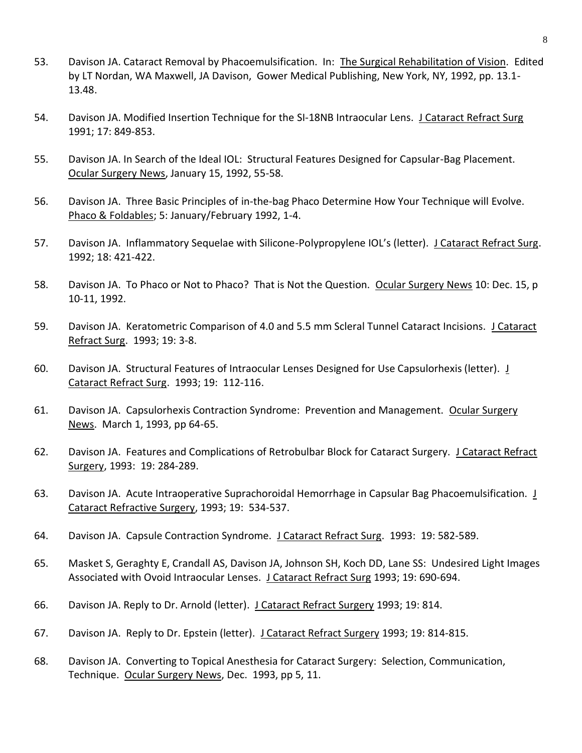53. Davison JA. Cataract Removal by Phacoemulsification. In: The Surgical Rehabilitation of Vision. Edited by LT Nordan, WA Maxwell, JA Davison, Gower Medical Publishing, New York, NY, 1992, pp. 13.1-13.48.

54. Davison JA. Modified Insertion Technique for the SI-18NB Intraocular Lens. J Cataract Refract Surg 1991; 17: 849-853.

55. Davison JA. In Search of the Ideal IOL: Structural Features Designed for Capsular-Bag Placement. Ocular Surgery News, January 15, 1992, 55-58.

56. Davison JA. Three Basic Principles of in-the-bag Phaco Determine How Your Technique will Evolve. Phaco & Foldables; 5: January/February 1992, 1-4.

57. Davison JA. Inflammatory Sequelae with Silicone-Polypropylene IOL's (letter). J Cataract Refract Surg. 1992; 18: 421-422.

58. Davison JA. To Phaco or Not to Phaco? That is Not the Question. Ocular Surgery News 10: Dec. 15, p 10-11, 1992.

59. Davison JA. Keratometric Comparison of 4.0 and 5.5 mm Scleral Tunnel Cataract Incisions. J Cataract Refract Surg. 1993; 19: 3-8.

60. Davison JA. Structural Features of Intraocular Lenses Designed for Use Capsulorhexis (letter). J Cataract Refract Surg. 1993; 19: 112-116.

61. Davison JA. Capsulorhexis Contraction Syndrome: Prevention and Management. Ocular Surgery News. March 1, 1993, pp 64-65.

62. Davison JA. Features and Complications of Retrobulbar Block for Cataract Surgery. J Cataract Refract Surgery, 1993: 19: 284-289.

63. Davison JA. Acute Intraoperative Suprachoroidal Hemorrhage in Capsular Bag Phacoemulsification. J Cataract Refractive Surgery, 1993; 19: 534-537.

64. Davison JA. Capsule Contraction Syndrome. J Cataract Refract Surg. 1993: 19: 582-589.

65. Masket S, Geraghty E, Crandall AS, Davison JA, Johnson SH, Koch DD, Lane SS: Undesired Light Images Associated with Ovoid Intraocular Lenses. J Cataract Refract Surg 1993; 19: 690-694.

66. Davison JA. Reply to Dr. Arnold (letter). J Cataract Refract Surgery 1993; 19: 814.

67. Davison JA. Reply to Dr. Epstein (letter). J Cataract Refract Surgery 1993; 19: 814-815.

68. Davison JA. Converting to Topical Anesthesia for Cataract Surgery: Selection, Communication, Technique. Ocular Surgery News, Dec. 1993, pp 5, 11.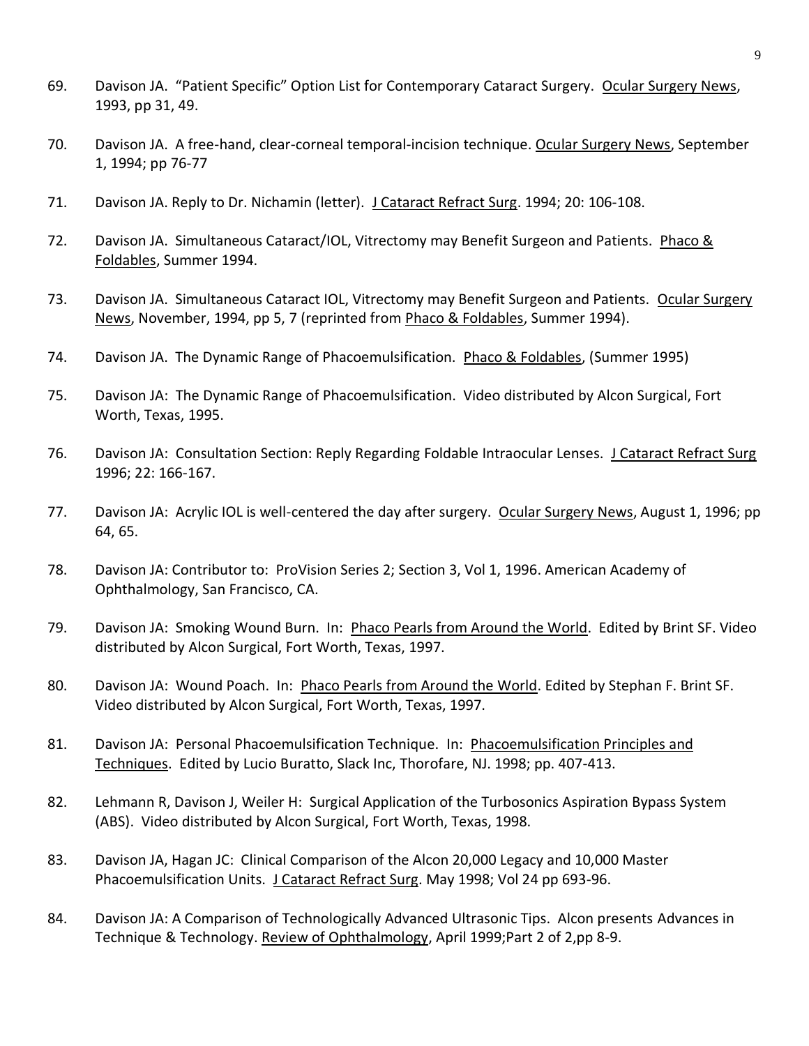69. Davison JA. “Patient Specific” Option List for Contemporary Cataract Surgery. Ocular Surgery News, 1993, pp 31, 49.

70. Davison JA. A free-hand, clear-corneal temporal-incision technique. Ocular Surgery News, September 1, 1994; pp 76-77

71. Davison JA. Reply to Dr. Nichamin (letter). J Cataract Refract Surg. 1994; 20: 106-108.

72. Davison JA. Simultaneous Cataract/IOL, Vitrectomy may Benefit Surgeon and Patients. Phaco & Foldables, Summer 1994.

73. Davison JA. Simultaneous Cataract IOL, Vitrectomy may Benefit Surgeon and Patients. Ocular Surgery News, November, 1994, pp 5, 7 (reprinted from Phaco & Foldables, Summer 1994).

74. Davison JA. The Dynamic Range of Phacoemulsification. Phaco & Foldables, (Summer 1995)

75. Davison JA: The Dynamic Range of Phacoemulsification. Video distributed by Alcon Surgical, Fort Worth, Texas, 1995.

76. Davison JA: Consultation Section: Reply Regarding Foldable Intraocular Lenses. J Cataract Refract Surg 1996; 22: 166-167.

77. Davison JA: Acrylic IOL is well-centered the day after surgery. Ocular Surgery News, August 1, 1996; pp 64, 65.

78. Davison JA: Contributor to: ProVision Series 2; Section 3, Vol 1, 1996. American Academy of Ophthalmology, San Francisco, CA.

79. Davison JA: Smoking Wound Burn. In: Phaco Pearls from Around the World. Edited by Brint SF. Video distributed by Alcon Surgical, Fort Worth, Texas, 1997.

80. Davison JA: Wound Poach. In: Phaco Pearls from Around the World. Edited by Stephan F. Brint SF. Video distributed by Alcon Surgical, Fort Worth, Texas, 1997.

81. Davison JA: Personal Phacoemulsification Technique. In: Phacoemulsification Principles and Techniques. Edited by Lucio Buratto, Slack Inc, Thorofare, NJ. 1998; pp. 407-413.

82. Lehmann R, Davison J, Weiler H: Surgical Application of the Turbosonics Aspiration Bypass System (ABS). Video distributed by Alcon Surgical, Fort Worth, Texas, 1998.

83. Davison JA, Hagan JC: Clinical Comparison of the Alcon 20,000 Legacy and 10,000 Master Phacoemulsification Units. J Cataract Refract Surg. May 1998; Vol 24 pp 693-96.

84. Davison JA: A Comparison of Technologically Advanced Ultrasonic Tips. Alcon presents Advances in Technique & Technology. Review of Ophthalmology, April 1999;Part 2 of 2,pp 8-9.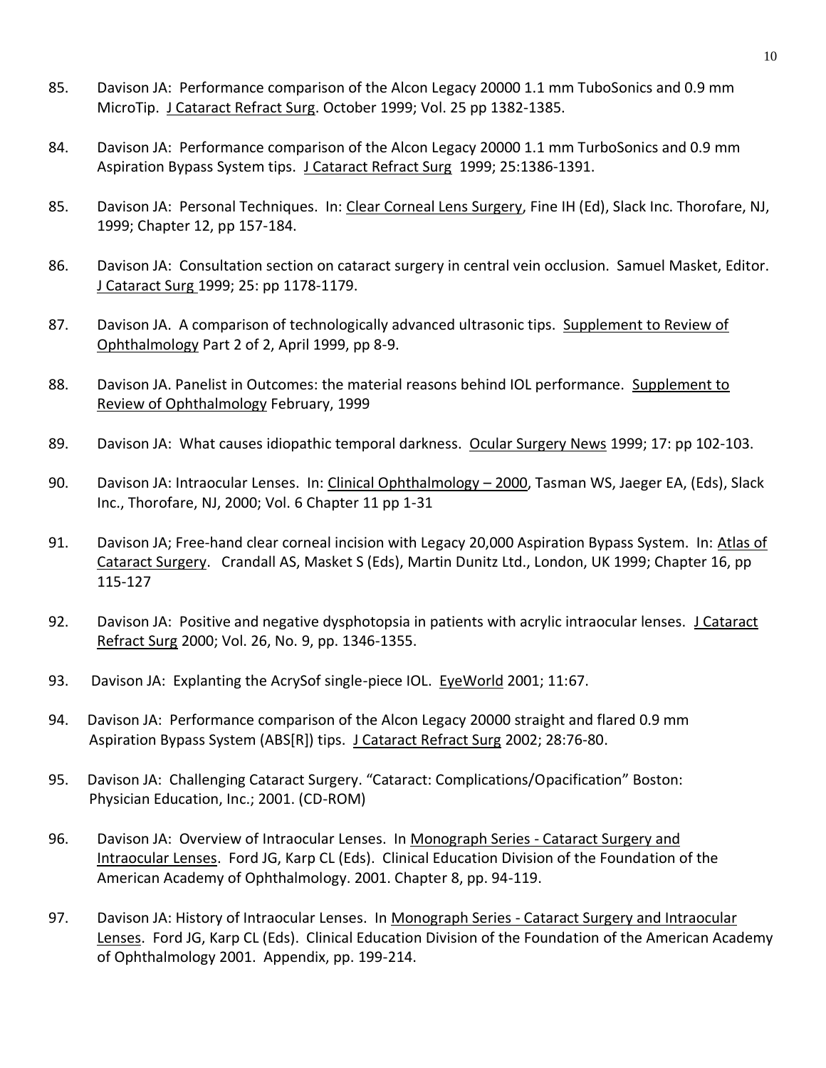85. Davison JA: Performance comparison of the Alcon Legacy 20000 1.1 mm TuboSonics and 0.9 mm MicroTip. J Cataract Refract Surg. October 1999; Vol. 25 pp 1382-1385.

84. Davison JA: Performance comparison of the Alcon Legacy 20000 1.1 mm TurboSonics and 0.9 mm Aspiration Bypass System tips. J Cataract Refract Surg 1999; 25:1386-1391.

85. Davison JA: Personal Techniques. In: Clear Corneal Lens Surgery, Fine IH (Ed), Slack Inc. Thorofare, NJ, 1999; Chapter 12, pp 157-184.

86. Davison JA: Consultation section on cataract surgery in central vein occlusion. Samuel Masket, Editor. J Cataract Surg 1999; 25: pp 1178-1179.

87. Davison JA. A comparison of technologically advanced ultrasonic tips. Supplement to Review of Ophthalmology Part 2 of 2, April 1999, pp 8-9.

88. Davison JA. Panelist in Outcomes: the material reasons behind IOL performance. Supplement to Review of Ophthalmology February, 1999

89. Davison JA: What causes idiopathic temporal darkness. Ocular Surgery News 1999; 17: pp 102-103.

90. Davison JA: Intraocular Lenses. In: Clinical Ophthalmology – 2000, Tasman WS, Jaeger EA, (Eds), Slack Inc., Thorofare, NJ, 2000; Vol. 6 Chapter 11 pp 1-31

91. Davison JA; Free-hand clear corneal incision with Legacy 20,000 Aspiration Bypass System. In: Atlas of Cataract Surgery. Crandall AS, Masket S (Eds), Martin Dunitz Ltd., London, UK 1999; Chapter 16, pp 115-127

92. Davison JA: Positive and negative dysphotopsia in patients with acrylic intraocular lenses. J Cataract Refract Surg 2000; Vol. 26, No. 9, pp. 1346-1355.

93. Davison JA: Explanting the AcrySof single-piece IOL. EyeWorld 2001; 11:67.

94. Davison JA: Performance comparison of the Alcon Legacy 20000 straight and flared 0.9 mm Aspiration Bypass System (ABS[R]) tips. J Cataract Refract Surg 2002; 28:76-80.

95. Davison JA: Challenging Cataract Surgery. "Cataract: Complications/Opacification" Boston: Physician Education, Inc.; 2001. (CD-ROM)

96. Davison JA: Overview of Intraocular Lenses. In Monograph Series - Cataract Surgery and Intraocular Lenses. Ford JG, Karp CL (Eds). Clinical Education Division of the Foundation of the American Academy of Ophthalmology. 2001. Chapter 8, pp. 94-119.

97. Davison JA: History of Intraocular Lenses. In Monograph Series - Cataract Surgery and Intraocular Lenses. Ford JG, Karp CL (Eds). Clinical Education Division of the Foundation of the American Academy of Ophthalmology 2001. Appendix, pp. 199-214.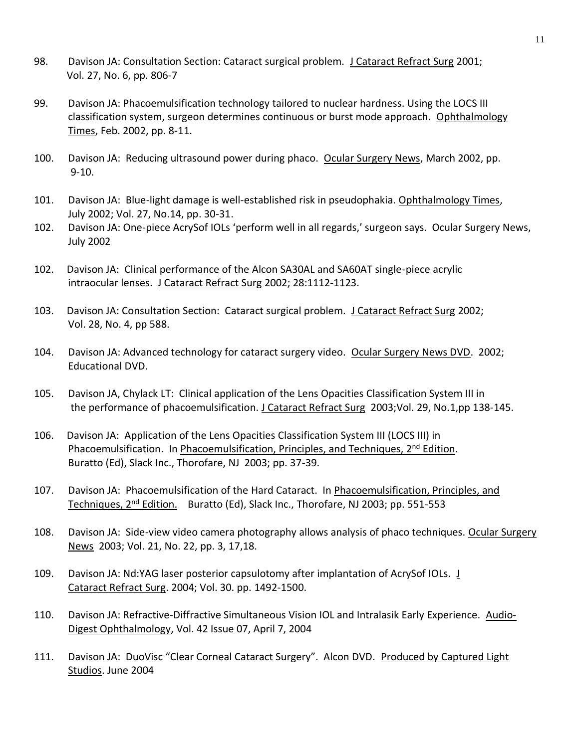98. Davison JA: Consultation Section: Cataract surgical problem. J Cataract Refract Surg 2001; Vol. 27, No. 6, pp. 806-7

99. Davison JA: Phacoemulsification technology tailored to nuclear hardness. Using the LOCS III classification system, surgeon determines continuous or burst mode approach. Ophthalmology Times, Feb. 2002, pp. 8-11.

100. Davison JA: Reducing ultrasound power during phaco. Ocular Surgery News, March 2002, pp. 9-10.

101. Davison JA: Blue-light damage is well-established risk in pseudophakia. Ophthalmology Times, July 2002; Vol. 27, No.14, pp. 30-31.

102. Davison JA: One-piece AcrySof IOLs 'perform well in all regards,' surgeon says. Ocular Surgery News, July 2002

102. Davison JA: Clinical performance of the Alcon SA30AL and SA60AT single-piece acrylic intraocular lenses. J Cataract Refract Surg 2002; 28:1112-1123.

103. Davison JA: Consultation Section: Cataract surgical problem. J Cataract Refract Surg 2002; Vol. 28, No. 4, pp 588.

104. Davison JA: Advanced technology for cataract surgery video. Ocular Surgery News DVD. 2002; Educational DVD.

105. Davison JA, Chylack LT: Clinical application of the Lens Opacities Classification System III in the performance of phacoemulsification. J Cataract Refract Surg 2003;Vol. 29, No.1,pp 138-145.

106. Davison JA: Application of the Lens Opacities Classification System III (LOCS III) in Phacoemulsification. In Phacoemulsification, Principles, and Techniques, 2nd Edition. Buratto (Ed), Slack Inc., Thorofare, NJ 2003; pp. 37-39.

107. Davison JA: Phacoemulsification of the Hard Cataract. In Phacoemulsification, Principles, and Techniques, 2nd Edition. Buratto (Ed), Slack Inc., Thorofare, NJ 2003; pp. 551-553

108. Davison JA: Side-view video camera photography allows analysis of phaco techniques. Ocular Surgery News 2003; Vol. 21, No. 22, pp. 3, 17,18.

109. Davison JA: Nd:YAG laser posterior capsulotomy after implantation of AcrySof IOLs. J Cataract Refract Surg. 2004; Vol. 30. pp. 1492-1500.

110. Davison JA: Refractive-Diffractive Simultaneous Vision IOL and Intralasik Early Experience. Audio-Digest Ophthalmology, Vol. 42 Issue 07, April 7, 2004

111. Davison JA: DuoVisc "Clear Corneal Cataract Surgery". Alcon DVD. Produced by Captured Light Studios. June 2004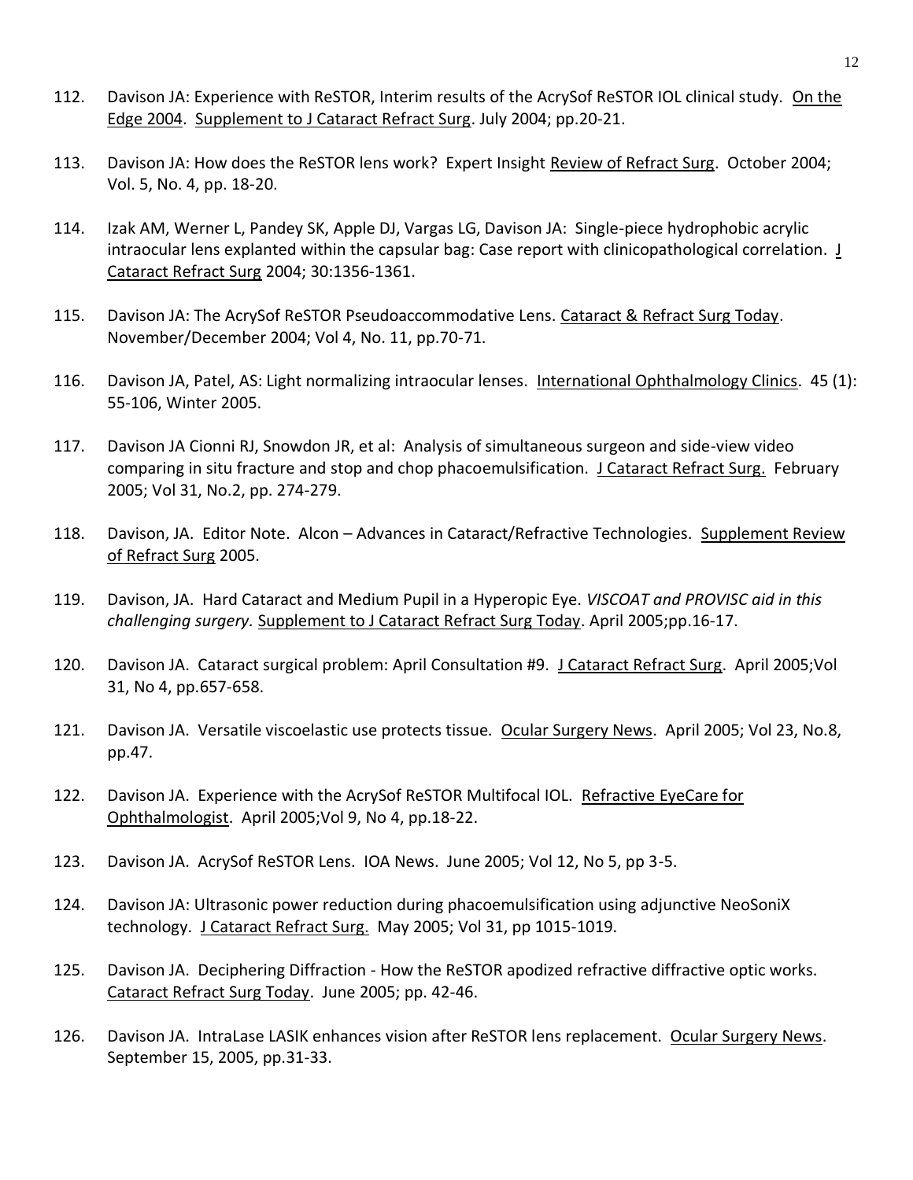112. Davison JA: Experience with ReSTOR, Interim results of the AcrySof ReSTOR IOL clinical study. On the Edge 2004. Supplement to J Cataract Refract Surg. July 2004; pp.20-21.

113. Davison JA: How does the ReSTOR lens work? Expert Insight Review of Refract Surg. October 2004; Vol. 5, No. 4, pp. 18-20.

114. Izak AM, Werner L, Pandey SK, Apple DJ, Vargas LG, Davison JA: Single-piece hydrophobic acrylic intraocular lens explanted within the capsular bag: Case report with clinicopathological correlation. J Cataract Refract Surg 2004; 30:1356-1361.

115. Davison JA: The AcrySof ReSTOR Pseudoaccommodative Lens. Cataract & Refract Surg Today. November/December 2004; Vol 4, No. 11, pp.70-71.

116. Davison JA, Patel, AS: Light normalizing intraocular lenses. International Ophthalmology Clinics. 45 (1): 55-106, Winter 2005.

117. Davison JA Cionni RJ, Snowdon JR, et al: Analysis of simultaneous surgeon and side-view video comparing in situ fracture and stop and chop phacoemulsification. J Cataract Refract Surg. February 2005; Vol 31, No.2, pp. 274-279.

118. Davison, JA. Editor Note. Alcon – Advances in Cataract/Refractive Technologies. Supplement Review of Refract Surg 2005.

119. Davison, JA. Hard Cataract and Medium Pupil in a Hyperopic Eye. *VISCOAT and PROVISC aid in this challenging surgery.* Supplement to J Cataract Refract Surg Today. April 2005;pp.16-17.

120. Davison JA. Cataract surgical problem: April Consultation #9. J Cataract Refract Surg. April 2005;Vol 31, No 4, pp.657-658.

121. Davison JA. Versatile viscoelastic use protects tissue. Ocular Surgery News. April 2005; Vol 23, No.8, pp.47.

122. Davison JA. Experience with the AcrySof ReSTOR Multifocal IOL. Refractive EyeCare for Ophthalmologist. April 2005;Vol 9, No 4, pp.18-22.

123. Davison JA. AcrySof ReSTOR Lens. IOA News. June 2005; Vol 12, No 5, pp 3-5.

124. Davison JA: Ultrasonic power reduction during phacoemulsification using adjunctive NeoSoniX technology. J Cataract Refract Surg. May 2005; Vol 31, pp 1015-1019.

125. Davison JA. Deciphering Diffraction - How the ReSTOR apodized refractive diffractive optic works. Cataract Refract Surg Today. June 2005; pp. 42-46.

126. Davison JA. IntraLase LASIK enhances vision after ReSTOR lens replacement. Ocular Surgery News. September 15, 2005, pp.31-33.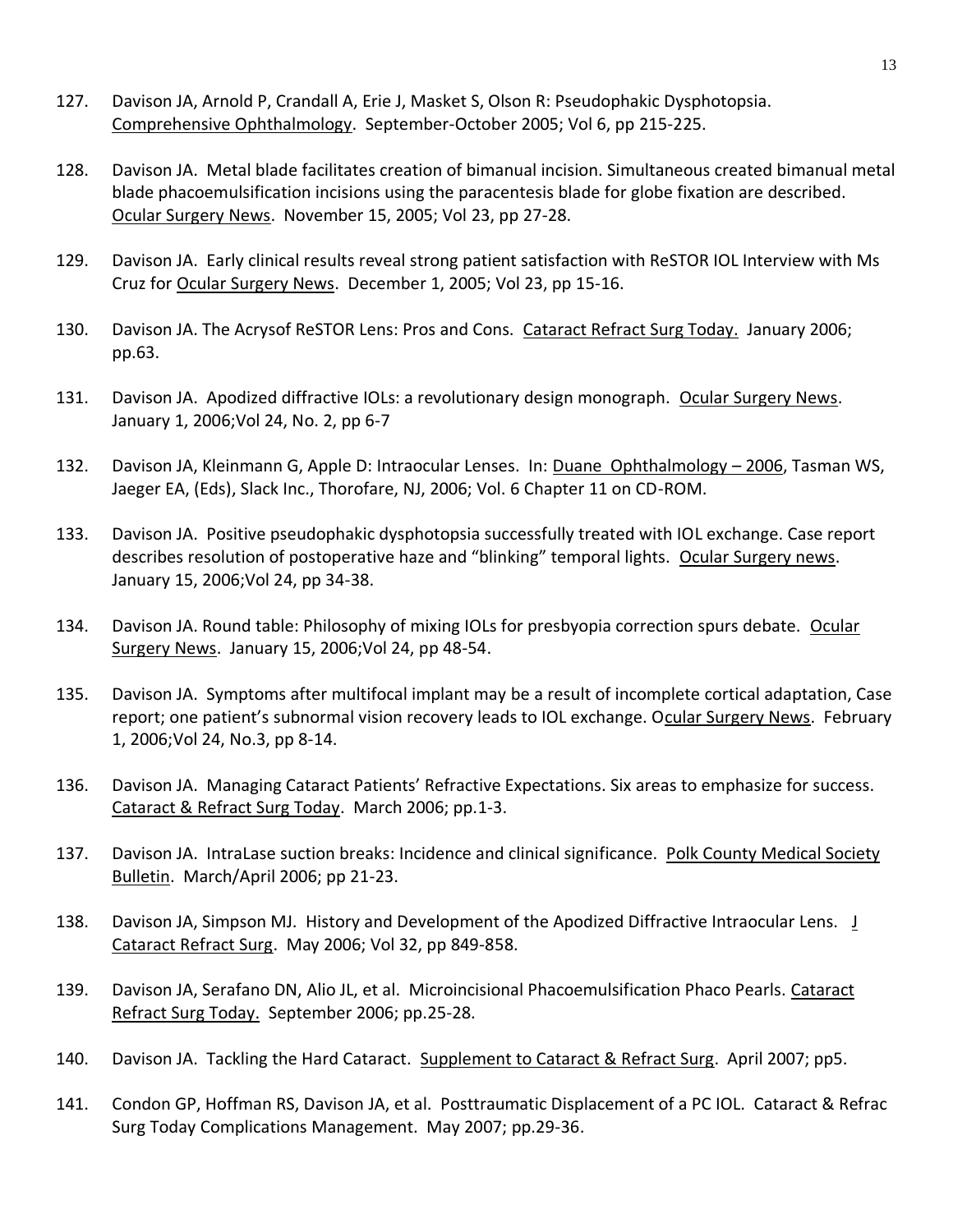127. Davison JA, Arnold P, Crandall A, Erie J, Masket S, Olson R: Pseudophakic Dysphotopsia. Comprehensive Ophthalmology. September-October 2005; Vol 6, pp 215-225.

128. Davison JA. Metal blade facilitates creation of bimanual incision. Simultaneous created bimanual metal blade phacoemulsification incisions using the paracentesis blade for globe fixation are described. Ocular Surgery News. November 15, 2005; Vol 23, pp 27-28.

129. Davison JA. Early clinical results reveal strong patient satisfaction with ReSTOR IOL Interview with Ms Cruz for Ocular Surgery News. December 1, 2005; Vol 23, pp 15-16.

130. Davison JA. The Acrysof ReSTOR Lens: Pros and Cons. Cataract Refract Surg Today. January 2006; pp.63.

131. Davison JA. Apodized diffractive IOLs: a revolutionary design monograph. Ocular Surgery News. January 1, 2006;Vol 24, No. 2, pp 6-7

132. Davison JA, Kleinmann G, Apple D: Intraocular Lenses. In: Duane Ophthalmology – 2006, Tasman WS, Jaeger EA, (Eds), Slack Inc., Thorofare, NJ, 2006; Vol. 6 Chapter 11 on CD-ROM.

133. Davison JA. Positive pseudophakic dysphotopsia successfully treated with IOL exchange. Case report describes resolution of postoperative haze and "blinking" temporal lights. Ocular Surgery news. January 15, 2006;Vol 24, pp 34-38.

134. Davison JA. Round table: Philosophy of mixing IOLs for presbyopia correction spurs debate. Ocular Surgery News. January 15, 2006;Vol 24, pp 48-54.

135. Davison JA. Symptoms after multifocal implant may be a result of incomplete cortical adaptation, Case report; one patient's subnormal vision recovery leads to IOL exchange. Ocular Surgery News. February 1, 2006;Vol 24, No.3, pp 8-14.

136. Davison JA. Managing Cataract Patients' Refractive Expectations. Six areas to emphasize for success. Cataract & Refract Surg Today. March 2006; pp.1-3.

137. Davison JA. IntraLase suction breaks: Incidence and clinical significance. Polk County Medical Society Bulletin. March/April 2006; pp 21-23.

138. Davison JA, Simpson MJ. History and Development of the Apodized Diffractive Intraocular Lens. J Cataract Refract Surg. May 2006; Vol 32, pp 849-858.

139. Davison JA, Serafano DN, Alio JL, et al. Microincisional Phacoemulsification Phaco Pearls. Cataract Refract Surg Today. September 2006; pp.25-28.

140. Davison JA. Tackling the Hard Cataract. Supplement to Cataract & Refract Surg. April 2007; pp5.

141. Condon GP, Hoffman RS, Davison JA, et al. Posttraumatic Displacement of a PC IOL. Cataract & Refrac Surg Today Complications Management. May 2007; pp.29-36.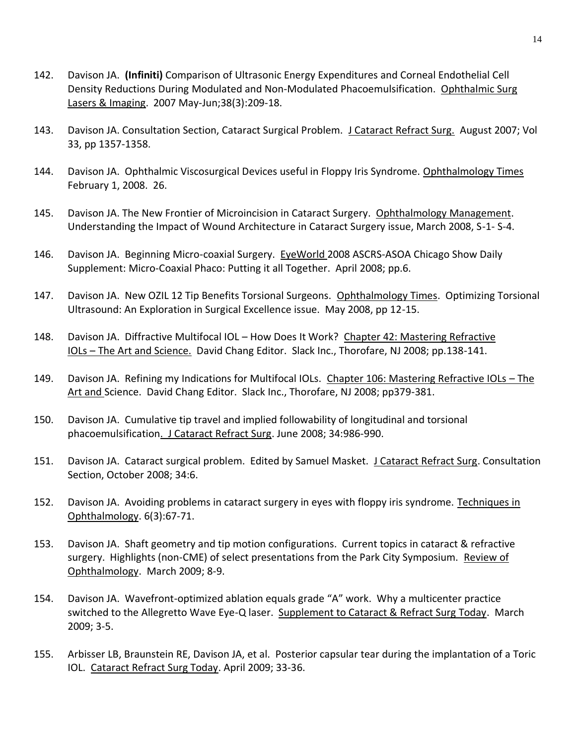142. Davison JA. **(Infiniti)** Comparison of Ultrasonic Energy Expenditures and Corneal Endothelial Cell Density Reductions During Modulated and Non-Modulated Phacoemulsification. Ophthalmic Surg Lasers & Imaging. 2007 May-Jun;38(3):209-18.

143. Davison JA. Consultation Section, Cataract Surgical Problem. J Cataract Refract Surg. August 2007; Vol 33, pp 1357-1358.

144. Davison JA. Ophthalmic Viscosurgical Devices useful in Floppy Iris Syndrome. Ophthalmology Times February 1, 2008. 26.

145. Davison JA. The New Frontier of Microincision in Cataract Surgery. Ophthalmology Management. Understanding the Impact of Wound Architecture in Cataract Surgery issue, March 2008, S-1- S-4.

146. Davison JA. Beginning Micro-coaxial Surgery. EyeWorld 2008 ASCRS-ASOA Chicago Show Daily Supplement: Micro-Coaxial Phaco: Putting it all Together. April 2008; pp.6.

147. Davison JA. New OZIL 12 Tip Benefits Torsional Surgeons. Ophthalmology Times. Optimizing Torsional Ultrasound: An Exploration in Surgical Excellence issue. May 2008, pp 12-15.

148. Davison JA. Diffractive Multifocal IOL – How Does It Work? Chapter 42: Mastering Refractive IOLs – The Art and Science. David Chang Editor. Slack Inc., Thorofare, NJ 2008; pp.138-141.

149. Davison JA. Refining my Indications for Multifocal IOLs. Chapter 106: Mastering Refractive IOLs – The Art and Science. David Chang Editor. Slack Inc., Thorofare, NJ 2008; pp379-381.

150. Davison JA. Cumulative tip travel and implied followability of longitudinal and torsional phacoemulsification. J Cataract Refract Surg. June 2008; 34:986-990.

151. Davison JA. Cataract surgical problem. Edited by Samuel Masket. J Cataract Refract Surg. Consultation Section, October 2008; 34:6.

152. Davison JA. Avoiding problems in cataract surgery in eyes with floppy iris syndrome. Techniques in Ophthalmology. 6(3):67-71.

153. Davison JA. Shaft geometry and tip motion configurations. Current topics in cataract & refractive surgery. Highlights (non-CME) of select presentations from the Park City Symposium. Review of Ophthalmology. March 2009; 8-9.

154. Davison JA. Wavefront-optimized ablation equals grade "A" work. Why a multicenter practice switched to the Allegretto Wave Eye-Q laser. Supplement to Cataract & Refract Surg Today. March 2009; 3-5.

155. Arbisser LB, Braunstein RE, Davison JA, et al. Posterior capsular tear during the implantation of a Toric IOL. Cataract Refract Surg Today. April 2009; 33-36.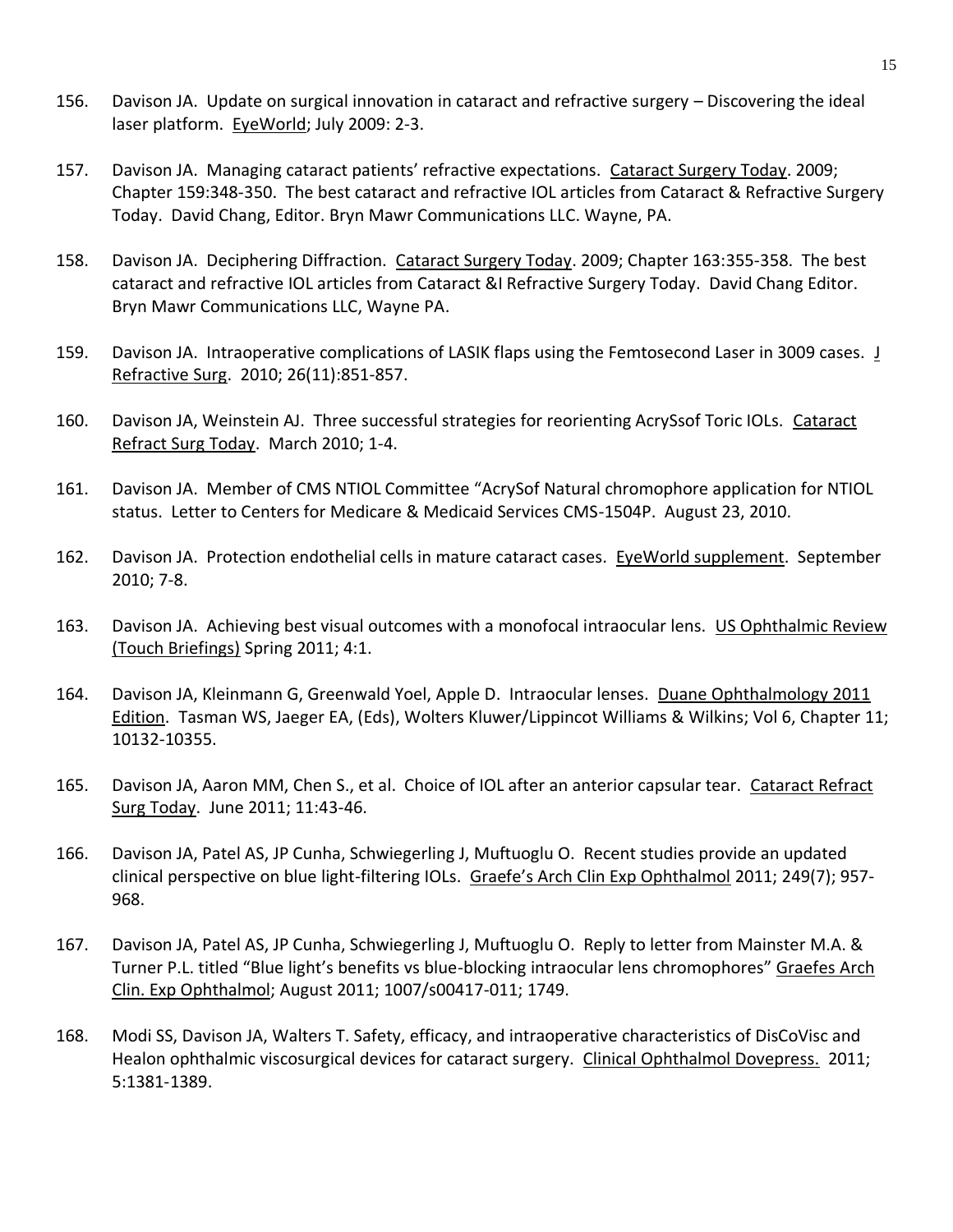156. Davison JA. Update on surgical innovation in cataract and refractive surgery – Discovering the ideal laser platform. EyeWorld; July 2009: 2-3.

157. Davison JA. Managing cataract patients' refractive expectations. Cataract Surgery Today. 2009; Chapter 159:348-350. The best cataract and refractive IOL articles from Cataract & Refractive Surgery Today. David Chang, Editor. Bryn Mawr Communications LLC. Wayne, PA.

158. Davison JA. Deciphering Diffraction. Cataract Surgery Today. 2009; Chapter 163:355-358. The best cataract and refractive IOL articles from Cataract &I Refractive Surgery Today. David Chang Editor. Bryn Mawr Communications LLC, Wayne PA.

159. Davison JA. Intraoperative complications of LASIK flaps using the Femtosecond Laser in 3009 cases. J Refractive Surg. 2010; 26(11):851-857.

160. Davison JA, Weinstein AJ. Three successful strategies for reorienting AcrySsof Toric IOLs. Cataract Refract Surg Today. March 2010; 1-4.

161. Davison JA. Member of CMS NTIOL Committee "AcrySof Natural chromophore application for NTIOL status. Letter to Centers for Medicare & Medicaid Services CMS-1504P. August 23, 2010.

162. Davison JA. Protection endothelial cells in mature cataract cases. EyeWorld supplement. September 2010; 7-8.

163. Davison JA. Achieving best visual outcomes with a monofocal intraocular lens. US Ophthalmic Review (Touch Briefings) Spring 2011; 4:1.

164. Davison JA, Kleinmann G, Greenwald Yoel, Apple D. Intraocular lenses. Duane Ophthalmology 2011 Edition. Tasman WS, Jaeger EA, (Eds), Wolters Kluwer/Lippincot Williams & Wilkins; Vol 6, Chapter 11; 10132-10355.

165. Davison JA, Aaron MM, Chen S., et al. Choice of IOL after an anterior capsular tear. Cataract Refract Surg Today. June 2011; 11:43-46.

166. Davison JA, Patel AS, JP Cunha, Schwiegerling J, Muftuoglu O. Recent studies provide an updated clinical perspective on blue light-filtering IOLs. Graefe's Arch Clin Exp Ophthalmol 2011; 249(7); 957-968.

167. Davison JA, Patel AS, JP Cunha, Schwiegerling J, Muftuoglu O. Reply to letter from Mainster M.A. & Turner P.L. titled "Blue light's benefits vs blue-blocking intraocular lens chromophores" Graefes Arch Clin. Exp Ophthalmol; August 2011; 1007/s00417-011; 1749.

168. Modi SS, Davison JA, Walters T. Safety, efficacy, and intraoperative characteristics of DisCoVisc and Healon ophthalmic viscosurgical devices for cataract surgery. Clinical Ophthalmol Dovepress. 2011; 5:1381-1389.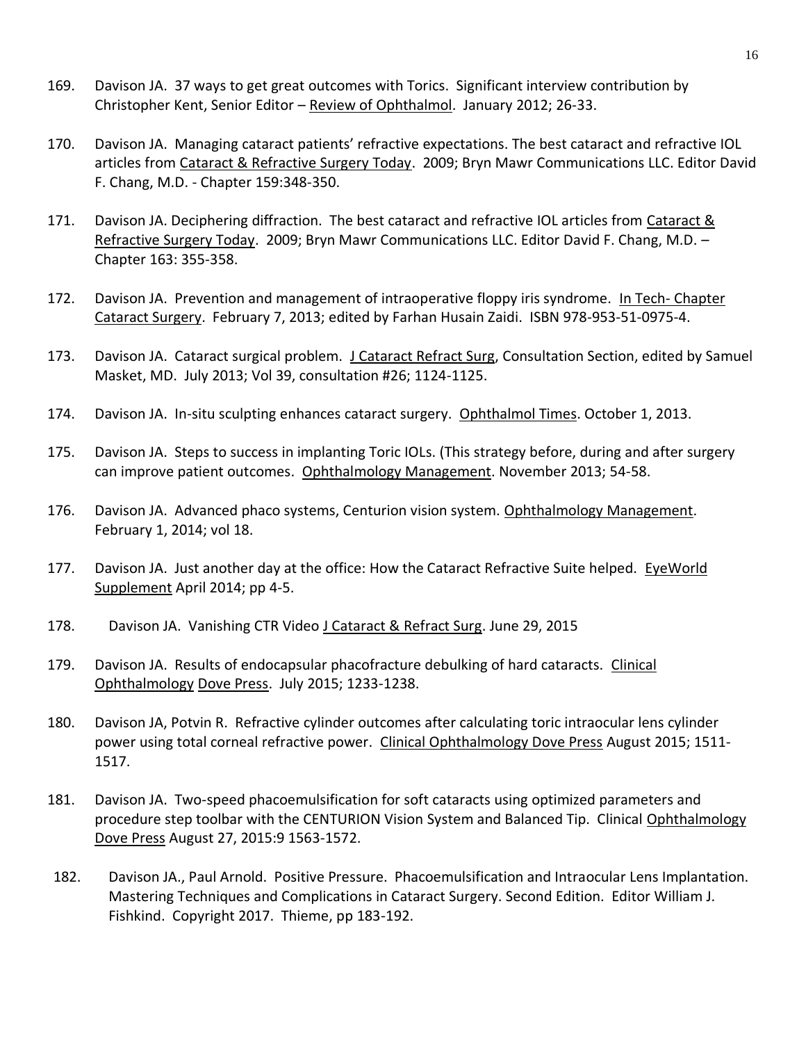169. Davison JA. 37 ways to get great outcomes with Torics. Significant interview contribution by Christopher Kent, Senior Editor – Review of Ophthalmol. January 2012; 26-33.

170. Davison JA. Managing cataract patients' refractive expectations. The best cataract and refractive IOL articles from Cataract & Refractive Surgery Today. 2009; Bryn Mawr Communications LLC. Editor David F. Chang, M.D. - Chapter 159:348-350.

171. Davison JA. Deciphering diffraction. The best cataract and refractive IOL articles from Cataract & Refractive Surgery Today. 2009; Bryn Mawr Communications LLC. Editor David F. Chang, M.D. – Chapter 163: 355-358.

172. Davison JA. Prevention and management of intraoperative floppy iris syndrome. In Tech- Chapter Cataract Surgery. February 7, 2013; edited by Farhan Husain Zaidi. ISBN 978-953-51-0975-4.

173. Davison JA. Cataract surgical problem. J Cataract Refract Surg, Consultation Section, edited by Samuel Masket, MD. July 2013; Vol 39, consultation #26; 1124-1125.

174. Davison JA. In-situ sculpting enhances cataract surgery. Ophthalmol Times. October 1, 2013.

175. Davison JA. Steps to success in implanting Toric IOLs. (This strategy before, during and after surgery can improve patient outcomes. Ophthalmology Management. November 2013; 54-58.

176. Davison JA. Advanced phaco systems, Centurion vision system. Ophthalmology Management. February 1, 2014; vol 18.

177. Davison JA. Just another day at the office: How the Cataract Refractive Suite helped. EyeWorld Supplement April 2014; pp 4-5.

178. Davison JA. Vanishing CTR Video J Cataract & Refract Surg. June 29, 2015

179. Davison JA. Results of endocapsular phacofracture debulking of hard cataracts. Clinical Ophthalmology Dove Press. July 2015; 1233-1238.

180. Davison JA, Potvin R. Refractive cylinder outcomes after calculating toric intraocular lens cylinder power using total corneal refractive power. Clinical Ophthalmology Dove Press August 2015; 1511-1517.

181. Davison JA. Two-speed phacoemulsification for soft cataracts using optimized parameters and procedure step toolbar with the CENTURION Vision System and Balanced Tip. Clinical Ophthalmology Dove Press August 27, 2015:9 1563-1572.

182. Davison JA., Paul Arnold. Positive Pressure. Phacoemulsification and Intraocular Lens Implantation. Mastering Techniques and Complications in Cataract Surgery. Second Edition. Editor William J. Fishkind. Copyright 2017. Thieme, pp 183-192.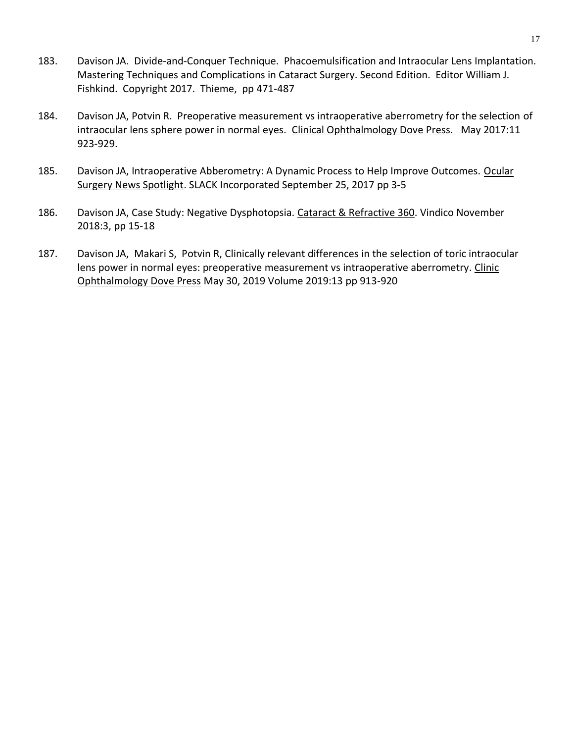183. Davison JA. Divide-and-Conquer Technique. Phacoemulsification and Intraocular Lens Implantation. Mastering Techniques and Complications in Cataract Surgery. Second Edition. Editor William J. Fishkind. Copyright 2017. Thieme, pp 471-487

184. Davison JA, Potvin R. Preoperative measurement vs intraoperative aberrometry for the selection of intraocular lens sphere power in normal eyes. Clinical Ophthalmology Dove Press. May 2017:11 923-929.

185. Davison JA, Intraoperative Abberometry: A Dynamic Process to Help Improve Outcomes. Ocular Surgery News Spotlight. SLACK Incorporated September 25, 2017 pp 3-5

186. Davison JA, Case Study: Negative Dysphotopsia. Cataract & Refractive 360. Vindico November 2018:3, pp 15-18

187. Davison JA, Makari S, Potvin R, Clinically relevant differences in the selection of toric intraocular lens power in normal eyes: preoperative measurement vs intraoperative aberrometry. Clinic Ophthalmology Dove Press May 30, 2019 Volume 2019:13 pp 913-920